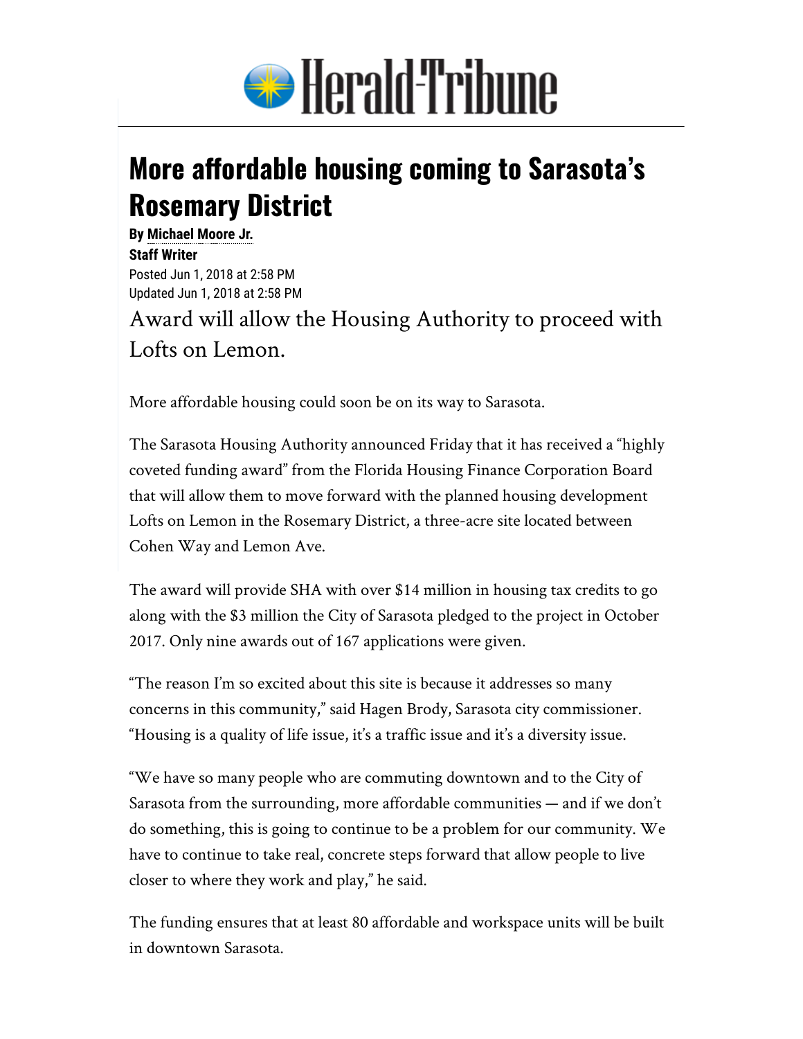# Herald-Tribune

## More affordable housing coming to Sarasota's Rosemary District

**By Michael Moore Jr.**
**Staff Writer**
Posted Jun 1, 2018 at 2:58 PM
Updated Jun 1, 2018 at 2:58 PM

Award will allow the Housing Authority to proceed with Lofts on Lemon.

More affordable housing could soon be on its way to Sarasota.

The Sarasota Housing Authority announced Friday that it has received a "highly coveted funding award" from the Florida Housing Finance Corporation Board that will allow them to move forward with the planned housing development Lofts on Lemon in the Rosemary District, a three-acre site located between Cohen Way and Lemon Ave.

The award will provide SHA with over $14 million in housing tax credits to go along with the $3 million the City of Sarasota pledged to the project in October 2017. Only nine awards out of 167 applications were given.

"The reason I'm so excited about this site is because it addresses so many concerns in this community," said Hagen Brody, Sarasota city commissioner. "Housing is a quality of life issue, it's a traffic issue and it's a diversity issue.

"We have so many people who are commuting downtown and to the City of Sarasota from the surrounding, more affordable communities — and if we don't do something, this is going to continue to be a problem for our community. We have to continue to take real, concrete steps forward that allow people to live closer to where they work and play," he said.

The funding ensures that at least 80 affordable and workspace units will be built in downtown Sarasota.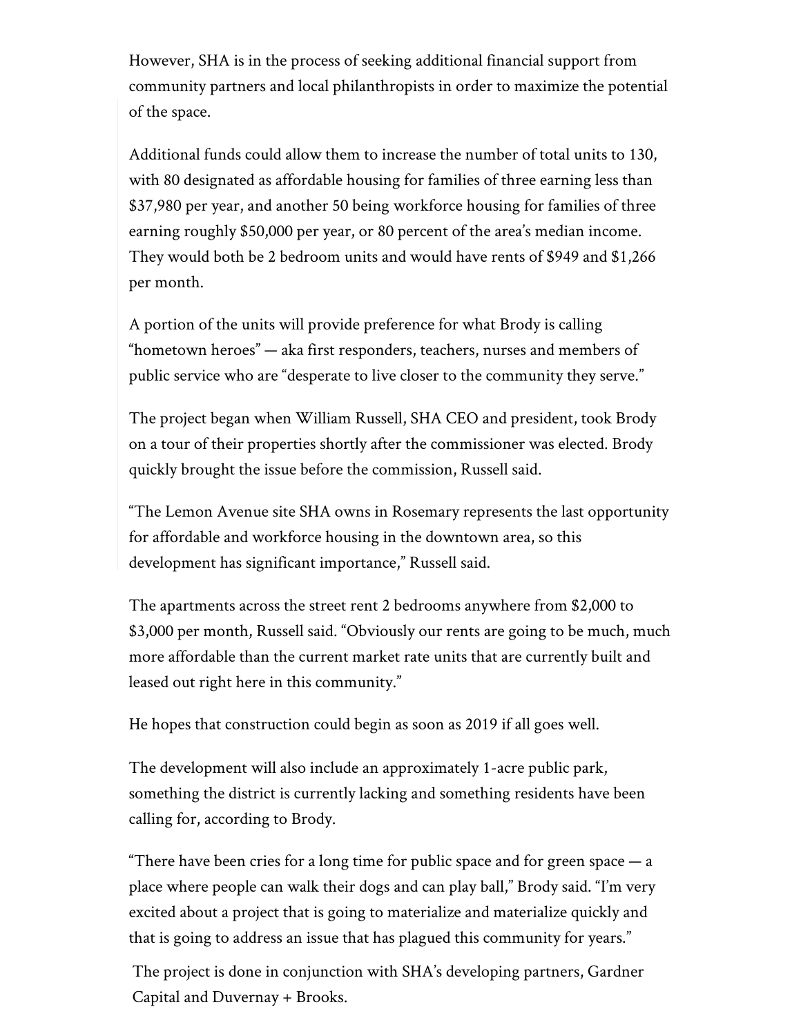However, SHA is in the process of seeking additional financial support from community partners and local philanthropists in order to maximize the potential of the space.

Additional funds could allow them to increase the number of total units to 130, with 80 designated as affordable housing for families of three earning less than $37,980 per year, and another 50 being workforce housing for families of three earning roughly $50,000 per year, or 80 percent of the area's median income. They would both be 2 bedroom units and would have rents of $949 and $1,266 per month.

A portion of the units will provide preference for what Brody is calling "hometown heroes" — aka first responders, teachers, nurses and members of public service who are "desperate to live closer to the community they serve."

The project began when William Russell, SHA CEO and president, took Brody on a tour of their properties shortly after the commissioner was elected. Brody quickly brought the issue before the commission, Russell said.

"The Lemon Avenue site SHA owns in Rosemary represents the last opportunity for affordable and workforce housing in the downtown area, so this development has significant importance," Russell said.

The apartments across the street rent 2 bedrooms anywhere from $2,000 to $3,000 per month, Russell said. "Obviously our rents are going to be much, much more affordable than the current market rate units that are currently built and leased out right here in this community."

He hopes that construction could begin as soon as 2019 if all goes well.

The development will also include an approximately 1-acre public park, something the district is currently lacking and something residents have been calling for, according to Brody.

"There have been cries for a long time for public space and for green space — a place where people can walk their dogs and can play ball," Brody said. "I'm very excited about a project that is going to materialize and materialize quickly and that is going to address an issue that has plagued this community for years."

The project is done in conjunction with SHA's developing partners, Gardner Capital and Duvernay + Brooks.